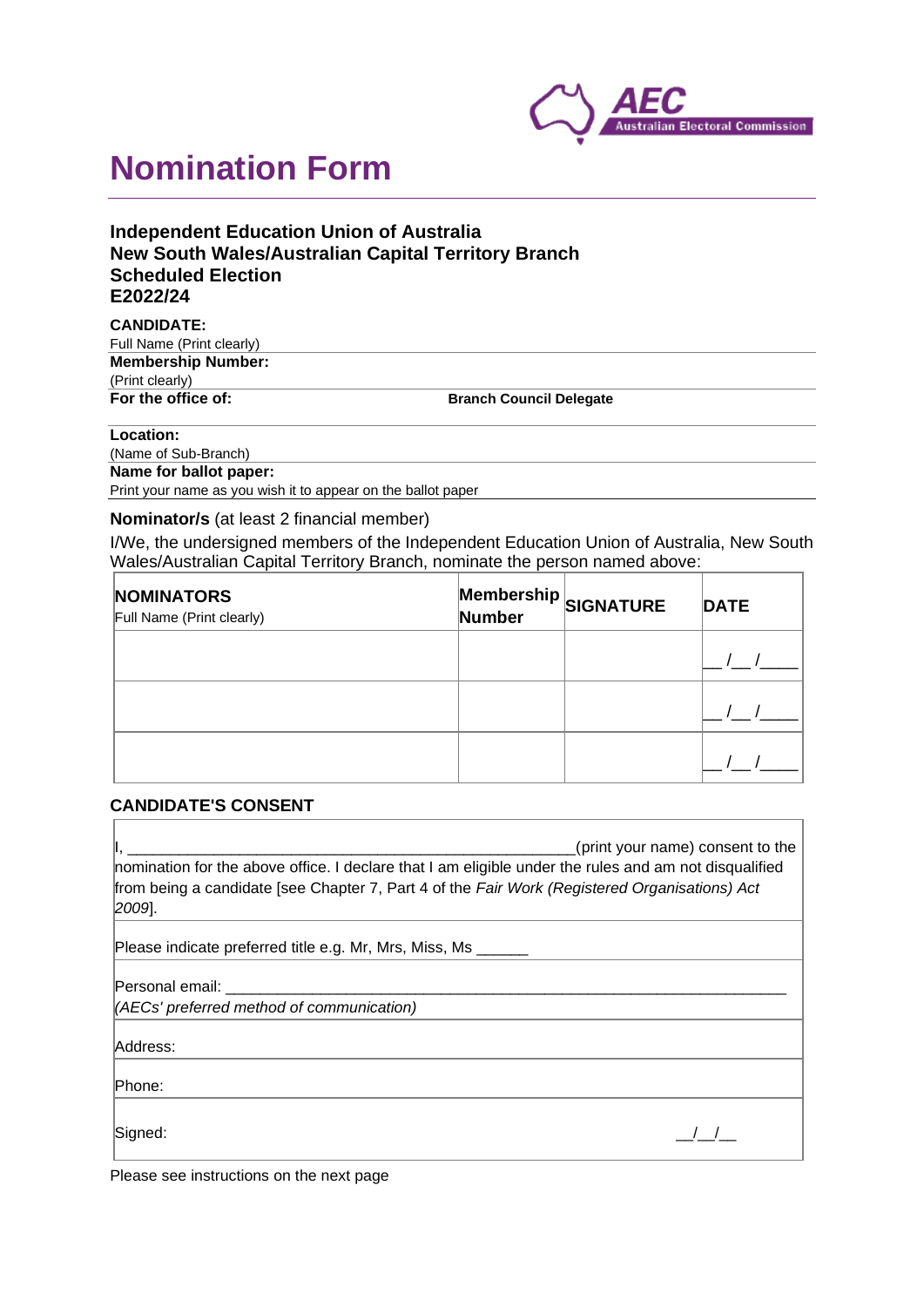# Nomination Form

### Independent Education Union of Australia
### New South Wales/Australian Capital Territory Branch
### Scheduled Election
### E2022/24

**CANDIDATE:**
Full Name (Print clearly)

**Membership Number:**
(Print clearly)

**For the office of:** **Branch Council Delegate**

**Location:**
(Name of Sub-Branch)

**Name for ballot paper:**
Print your name as you wish it to appear on the ballot paper

**Nominator/s** (at least 2 financial member)

I/We, the undersigned members of the Independent Education Union of Australia, New South Wales/Australian Capital Territory Branch, nominate the person named above:

| **NOMINATORS** Full Name (Print clearly) | **Membership Number** | **SIGNATURE** | **DATE** |
|---|---|---|---|
| | | | __ /__ /____ |
| | | | __ /__ /____ |
| | | | __ /__ /____ |

### CANDIDATE'S CONSENT

I, _______________________________________________(print your name) consent to the nomination for the above office. I declare that I am eligible under the rules and am not disqualified from being a candidate [see Chapter 7, Part 4 of the *Fair Work (Registered Organisations) Act 2009*].

Please indicate preferred title e.g. Mr, Mrs, Miss, Ms ______

Personal email: ____________________________________________________________
*(AECs' preferred method of communication)*

Address:

Phone:

Signed: __/__/__

Please see instructions on the next page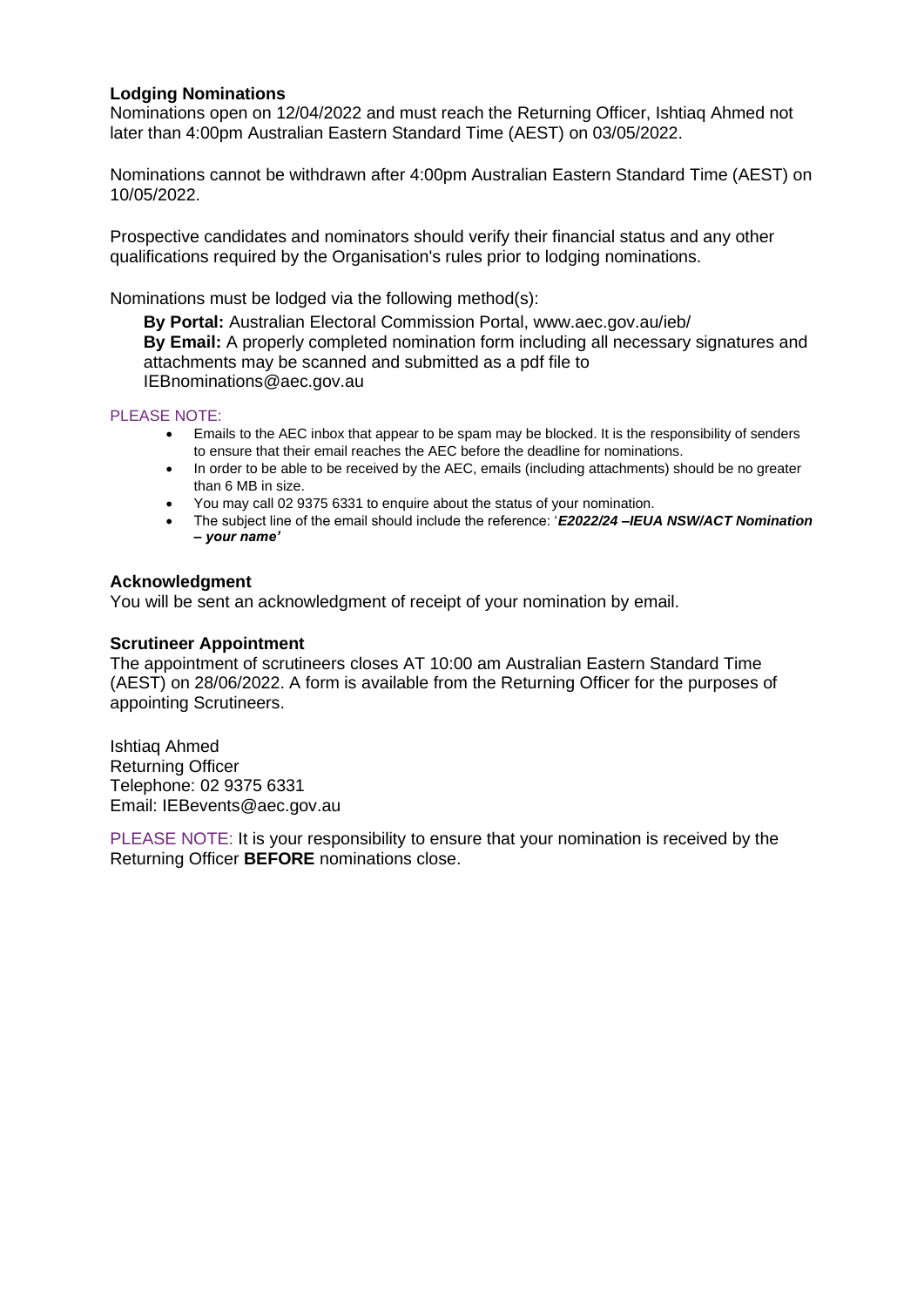### Lodging Nominations

Nominations open on 12/04/2022 and must reach the Returning Officer, Ishtiaq Ahmed not later than 4:00pm Australian Eastern Standard Time (AEST) on 03/05/2022.

Nominations cannot be withdrawn after 4:00pm Australian Eastern Standard Time (AEST) on 10/05/2022.

Prospective candidates and nominators should verify their financial status and any other qualifications required by the Organisation's rules prior to lodging nominations.

Nominations must be lodged via the following method(s):

**By Portal:** Australian Electoral Commission Portal, www.aec.gov.au/ieb/
**By Email:** A properly completed nomination form including all necessary signatures and attachments may be scanned and submitted as a pdf file to IEBnominations@aec.gov.au

PLEASE NOTE:

- Emails to the AEC inbox that appear to be spam may be blocked. It is the responsibility of senders to ensure that their email reaches the AEC before the deadline for nominations.
- In order to be able to be received by the AEC, emails (including attachments) should be no greater than 6 MB in size.
- You may call 02 9375 6331 to enquire about the status of your nomination.
- The subject line of the email should include the reference: '***E2022/24 –IEUA NSW/ACT Nomination – your name'***

### Acknowledgment

You will be sent an acknowledgment of receipt of your nomination by email.

### Scrutineer Appointment

The appointment of scrutineers closes AT 10:00 am Australian Eastern Standard Time (AEST) on 28/06/2022. A form is available from the Returning Officer for the purposes of appointing Scrutineers.

Ishtiaq Ahmed
Returning Officer
Telephone: 02 9375 6331
Email: IEBevents@aec.gov.au

PLEASE NOTE: It is your responsibility to ensure that your nomination is received by the Returning Officer **BEFORE** nominations close.